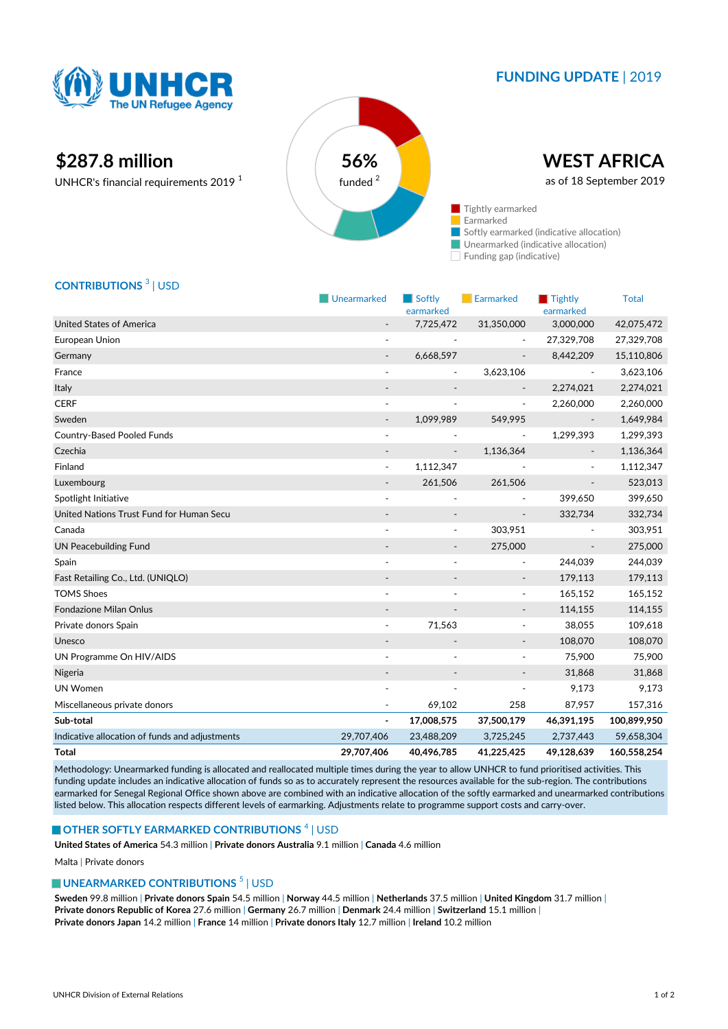# UNHCR

The UN Refugee Agency

## FUNDING UPDATE | 2019

# WEST AFRICA

as of 18 September 2019

**$287.8 million**

UNHCR's financial requirements 2019 [1]

**56%** funded [2]

- Tightly earmarked
- Earmarked
- Softly earmarked (indicative allocation)
- Unearmarked (indicative allocation)
- Funding gap (indicative)

## CONTRIBUTIONS [3] | USD

| | Unearmarked | Softly earmarked | Earmarked | Tightly earmarked | Total |
|---|---|---|---|---|---|
| United States of America | - | 7,725,472 | 31,350,000 | 3,000,000 | 42,075,472 |
| European Union | - | - | - | 27,329,708 | 27,329,708 |
| Germany | - | 6,668,597 | - | 8,442,209 | 15,110,806 |
| France | - | - | 3,623,106 | - | 3,623,106 |
| Italy | - | - | - | 2,274,021 | 2,274,021 |
| CERF | - | - | - | 2,260,000 | 2,260,000 |
| Sweden | - | 1,099,989 | 549,995 | - | 1,649,984 |
| Country-Based Pooled Funds | - | - | - | 1,299,393 | 1,299,393 |
| Czechia | - | - | 1,136,364 | - | 1,136,364 |
| Finland | - | 1,112,347 | - | - | 1,112,347 |
| Luxembourg | - | 261,506 | 261,506 | - | 523,013 |
| Spotlight Initiative | - | - | - | 399,650 | 399,650 |
| United Nations Trust Fund for Human Secu | - | - | - | 332,734 | 332,734 |
| Canada | - | - | 303,951 | - | 303,951 |
| UN Peacebuilding Fund | - | - | 275,000 | - | 275,000 |
| Spain | - | - | - | 244,039 | 244,039 |
| Fast Retailing Co., Ltd. (UNIQLO) | - | - | - | 179,113 | 179,113 |
| TOMS Shoes | - | - | - | 165,152 | 165,152 |
| Fondazione Milan Onlus | - | - | - | 114,155 | 114,155 |
| Private donors Spain | - | 71,563 | - | 38,055 | 109,618 |
| Unesco | - | - | - | 108,070 | 108,070 |
| UN Programme On HIV/AIDS | - | - | - | 75,900 | 75,900 |
| Nigeria | - | - | - | 31,868 | 31,868 |
| UN Women | - | - | - | 9,173 | 9,173 |
| Miscellaneous private donors | - | 69,102 | 258 | 87,957 | 157,316 |
| **Sub-total** | **-** | **17,008,575** | **37,500,179** | **46,391,195** | **100,899,950** |
| Indicative allocation of funds and adjustments | 29,707,406 | 23,488,209 | 3,725,245 | 2,737,443 | 59,658,304 |
| **Total** | **29,707,406** | **40,496,785** | **41,225,425** | **49,128,639** | **160,558,254** |

Methodology: Unearmarked funding is allocated and reallocated multiple times during the year to allow UNHCR to fund prioritised activities. This funding update includes an indicative allocation of funds so as to accurately represent the resources available for the sub-region. The contributions earmarked for Senegal Regional Office shown above are combined with an indicative allocation of the softly earmarked and unearmarked contributions listed below. This allocation respects different levels of earmarking. Adjustments relate to programme support costs and carry-over.

## OTHER SOFTLY EARMARKED CONTRIBUTIONS [4] | USD

**United States of America** 54.3 million | **Private donors Australia** 9.1 million | **Canada** 4.6 million

Malta | Private donors

## UNEARMARKED CONTRIBUTIONS [5] | USD

**Sweden** 99.8 million | **Private donors Spain** 54.5 million | **Norway** 44.5 million | **Netherlands** 37.5 million | **United Kingdom** 31.7 million | **Private donors Republic of Korea** 27.6 million | **Germany** 26.7 million | **Denmark** 24.4 million | **Switzerland** 15.1 million | **Private donors Japan** 14.2 million | **France** 14 million | **Private donors Italy** 12.7 million | **Ireland** 10.2 million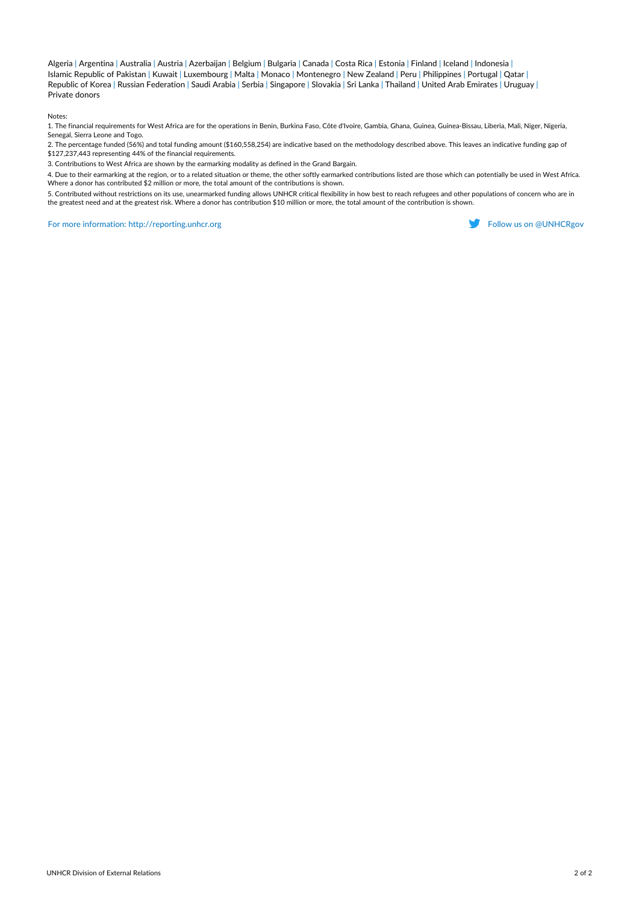Algeria | Argentina | Australia | Austria | Azerbaijan | Belgium | Bulgaria | Canada | Costa Rica | Estonia | Finland | Iceland | Indonesia | Islamic Republic of Pakistan | Kuwait | Luxembourg | Malta | Monaco | Montenegro | New Zealand | Peru | Philippines | Portugal | Qatar | Republic of Korea | Russian Federation | Saudi Arabia | Serbia | Singapore | Slovakia | Sri Lanka | Thailand | United Arab Emirates | Uruguay | Private donors

Notes:

1. The financial requirements for West Africa are for the operations in Benin, Burkina Faso, Côte d'Ivoire, Gambia, Ghana, Guinea, Guinea-Bissau, Liberia, Mali, Niger, Nigeria, Senegal, Sierra Leone and Togo.
2. The percentage funded (56%) and total funding amount ($160,558,254) are indicative based on the methodology described above. This leaves an indicative funding gap of $127,237,443 representing 44% of the financial requirements.
3. Contributions to West Africa are shown by the earmarking modality as defined in the Grand Bargain.
4. Due to their earmarking at the region, or to a related situation or theme, the other softly earmarked contributions listed are those which can potentially be used in West Africa. Where a donor has contributed $2 million or more, the total amount of the contributions is shown.
5. Contributed without restrictions on its use, unearmarked funding allows UNHCR critical flexibility in how best to reach refugees and other populations of concern who are in the greatest need and at the greatest risk. Where a donor has contribution $10 million or more, the total amount of the contribution is shown.

For more information: http://reporting.unhcr.org

Follow us on @UNHCRgov

UNHCR Division of External Relations